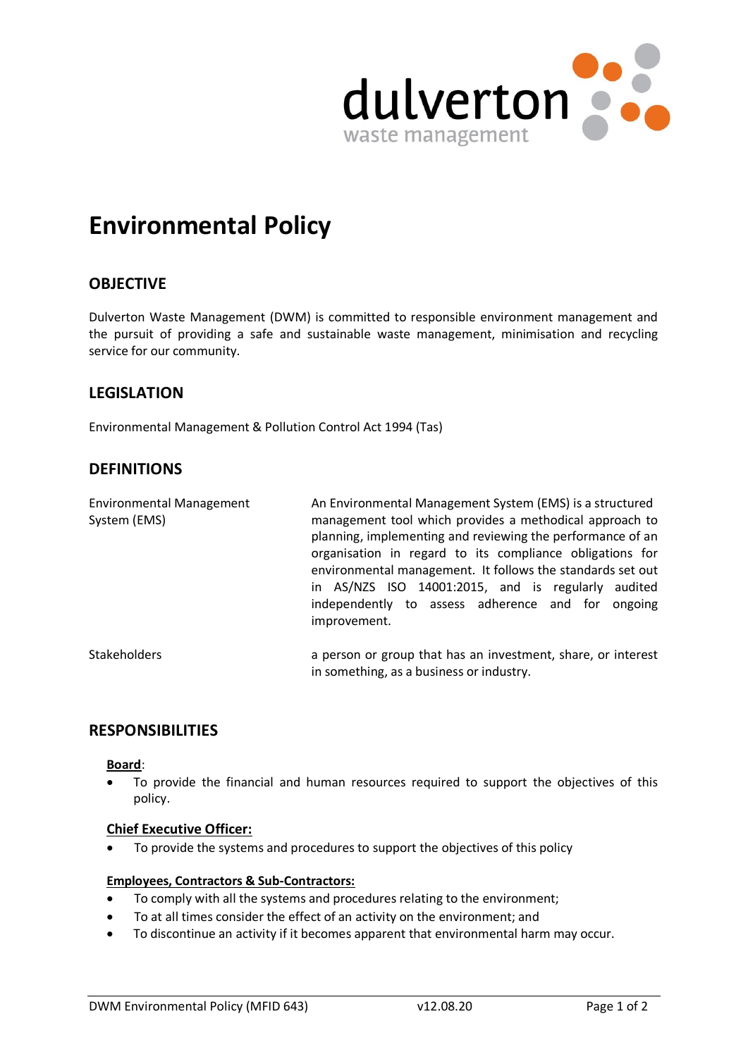dulverton
waste management

# Environmental Policy

## OBJECTIVE

Dulverton Waste Management (DWM) is committed to responsible environment management and the pursuit of providing a safe and sustainable waste management, minimisation and recycling service for our community.

## LEGISLATION

Environmental Management & Pollution Control Act 1994 (Tas)

## DEFINITIONS

| | |
|---|---|
| Environmental Management System (EMS) | An Environmental Management System (EMS) is a structured management tool which provides a methodical approach to planning, implementing and reviewing the performance of an organisation in regard to its compliance obligations for environmental management. It follows the standards set out in AS/NZS ISO 14001:2015, and is regularly audited independently to assess adherence and for ongoing improvement. |
| Stakeholders | a person or group that has an investment, share, or interest in something, as a business or industry. |

## RESPONSIBILITIES

**Board**:

- To provide the financial and human resources required to support the objectives of this policy.

**Chief Executive Officer:**

- To provide the systems and procedures to support the objectives of this policy

**Employees, Contractors & Sub-Contractors:**

- To comply with all the systems and procedures relating to the environment;
- To at all times consider the effect of an activity on the environment; and
- To discontinue an activity if it becomes apparent that environmental harm may occur.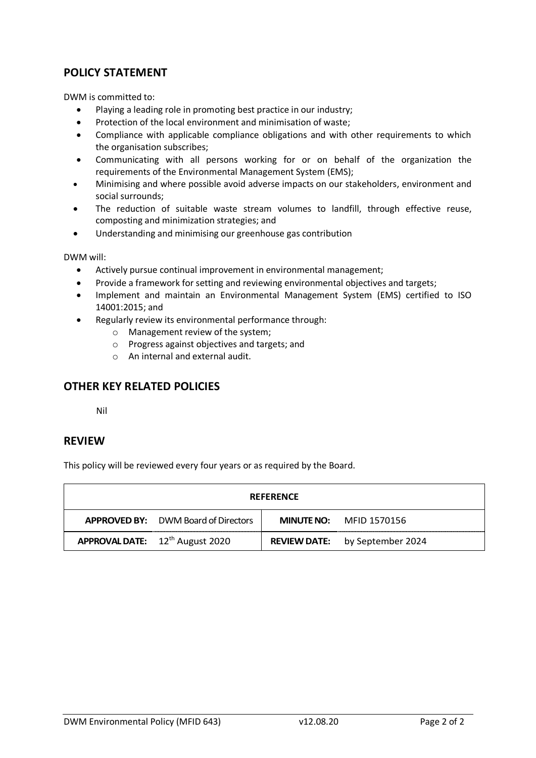## POLICY STATEMENT

DWM is committed to:

- Playing a leading role in promoting best practice in our industry;
- Protection of the local environment and minimisation of waste;
- Compliance with applicable compliance obligations and with other requirements to which the organisation subscribes;
- Communicating with all persons working for or on behalf of the organization the requirements of the Environmental Management System (EMS);
- Minimising and where possible avoid adverse impacts on our stakeholders, environment and social surrounds;
- The reduction of suitable waste stream volumes to landfill, through effective reuse, composting and minimization strategies; and
- Understanding and minimising our greenhouse gas contribution

DWM will:

- Actively pursue continual improvement in environmental management;
- Provide a framework for setting and reviewing environmental objectives and targets;
- Implement and maintain an Environmental Management System (EMS) certified to ISO 14001:2015; and
- Regularly review its environmental performance through:
  - Management review of the system;
  - Progress against objectives and targets; and
  - An internal and external audit.

## OTHER KEY RELATED POLICIES

Nil

## REVIEW

This policy will be reviewed every four years or as required by the Board.

| REFERENCE | | | |
|---|---|---|---|
| **APPROVED BY:** | DWM Board of Directors | **MINUTE NO:** | MFID 1570156 |
| **APPROVAL DATE:** | 12th August 2020 | **REVIEW DATE:** | by September 2024 |